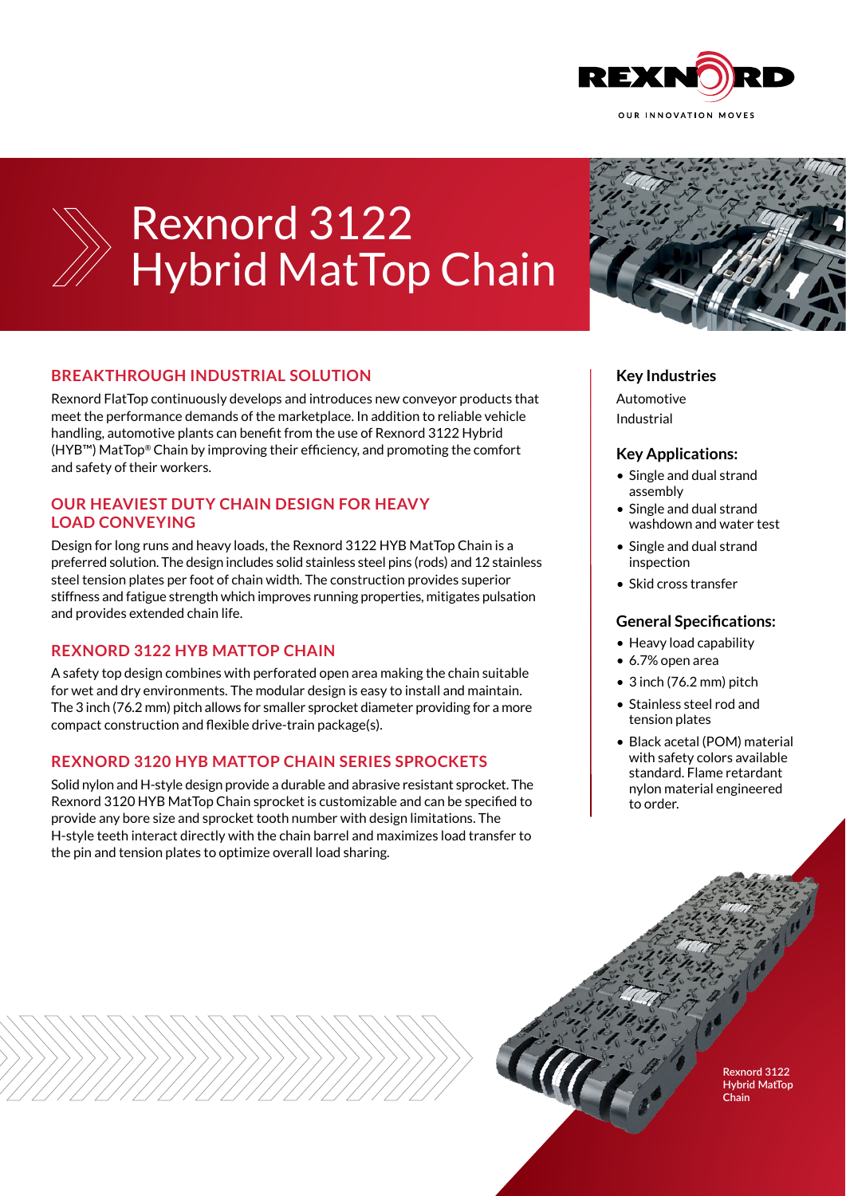# Rexnord 3122 Hybrid MatTop Chain

## BREAKTHROUGH INDUSTRIAL SOLUTION

Rexnord FlatTop continuously develops and introduces new conveyor products that meet the performance demands of the marketplace. In addition to reliable vehicle handling, automotive plants can benefit from the use of Rexnord 3122 Hybrid (HYB™) MatTop® Chain by improving their efficiency, and promoting the comfort and safety of their workers.

## OUR HEAVIEST DUTY CHAIN DESIGN FOR HEAVY LOAD CONVEYING

Design for long runs and heavy loads, the Rexnord 3122 HYB MatTop Chain is a preferred solution. The design includes solid stainless steel pins (rods) and 12 stainless steel tension plates per foot of chain width. The construction provides superior stiffness and fatigue strength which improves running properties, mitigates pulsation and provides extended chain life.

## REXNORD 3122 HYB MATTOP CHAIN

A safety top design combines with perforated open area making the chain suitable for wet and dry environments. The modular design is easy to install and maintain. The 3 inch (76.2 mm) pitch allows for smaller sprocket diameter providing for a more compact construction and flexible drive-train package(s).

## REXNORD 3120 HYB MATTOP CHAIN SERIES SPROCKETS

Solid nylon and H-style design provide a durable and abrasive resistant sprocket. The Rexnord 3120 HYB MatTop Chain sprocket is customizable and can be specified to provide any bore size and sprocket tooth number with design limitations. The H-style teeth interact directly with the chain barrel and maximizes load transfer to the pin and tension plates to optimize overall load sharing.

### Key Industries

Automotive
Industrial

### Key Applications:

- Single and dual strand assembly
- Single and dual strand washdown and water test
- Single and dual strand inspection
- Skid cross transfer

### General Specifications:

- Heavy load capability
- 6.7% open area
- 3 inch (76.2 mm) pitch
- Stainless steel rod and tension plates
- Black acetal (POM) material with safety colors available standard. Flame retardant nylon material engineered to order.

Rexnord 3122 Hybrid MatTop Chain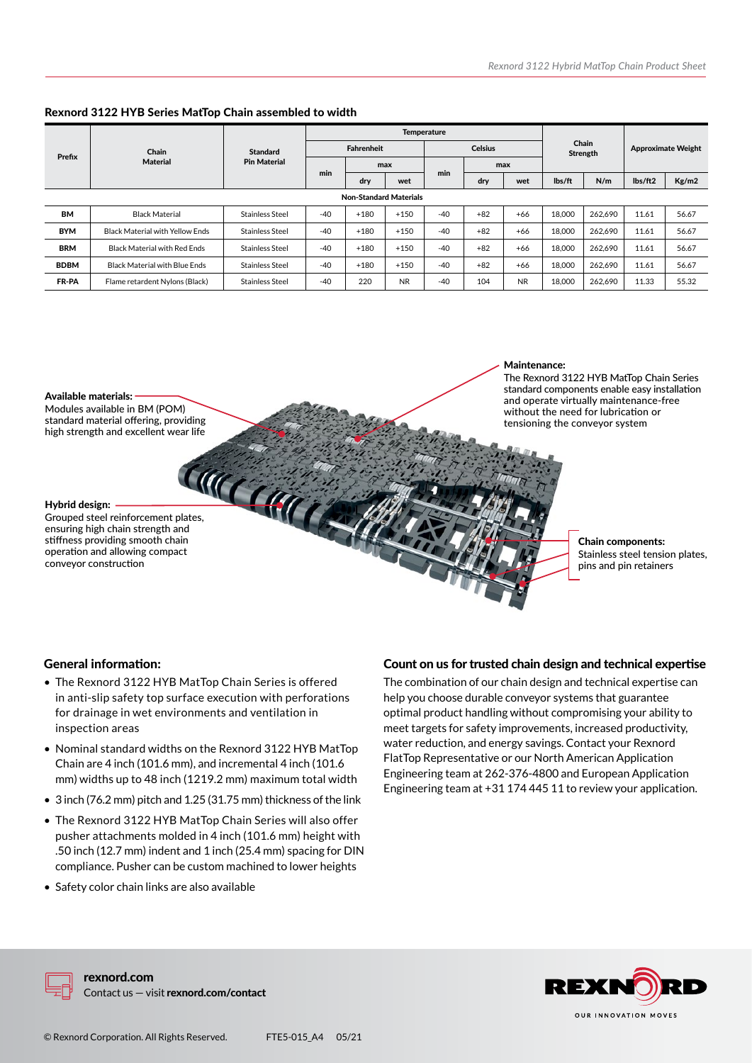## Rexnord 3122 HYB Series MatTop Chain assembled to width

| Prefix | Chain Material | Standard Pin Material | Temperature | | | | | | Chain Strength | | Approximate Weight | |
|---|---|---|---|---|---|---|---|---|---|---|---|---|
| | | | Fahrenheit | | | Celsius | | | | | | |
| | | | min | max | | min | max | | | | | |
| | | | | dry | wet | | dry | wet | lbs/ft | N/m | lbs/ft2 | Kg/m2 |
| Non-Standard Materials | | | | | | | | | | | | |
| BM | Black Material | Stainless Steel | -40 | +180 | +150 | -40 | +82 | +66 | 18,000 | 262,690 | 11.61 | 56.67 |
| BYM | Black Material with Yellow Ends | Stainless Steel | -40 | +180 | +150 | -40 | +82 | +66 | 18,000 | 262,690 | 11.61 | 56.67 |
| BRM | Black Material with Red Ends | Stainless Steel | -40 | +180 | +150 | -40 | +82 | +66 | 18,000 | 262,690 | 11.61 | 56.67 |
| BDBM | Black Material with Blue Ends | Stainless Steel | -40 | +180 | +150 | -40 | +82 | +66 | 18,000 | 262,690 | 11.61 | 56.67 |
| FR-PA | Flame retardent Nylons (Black) | Stainless Steel | -40 | 220 | NR | -40 | 104 | NR | 18,000 | 262,690 | 11.33 | 55.32 |

**Available materials:**
Modules available in BM (POM) standard material offering, providing high strength and excellent wear life

**Maintenance:**
The Rexnord 3122 HYB MatTop Chain Series standard components enable easy installation and operate virtually maintenance-free without the need for lubrication or tensioning the conveyor system

**Hybrid design:**
Grouped steel reinforcement plates, ensuring high chain strength and stiffness providing smooth chain operation and allowing compact conveyor construction

**Chain components:**
Stainless steel tension plates, pins and pin retainers

### General information:

- The Rexnord 3122 HYB MatTop Chain Series is offered in anti-slip safety top surface execution with perforations for drainage in wet environments and ventilation in inspection areas
- Nominal standard widths on the Rexnord 3122 HYB MatTop Chain are 4 inch (101.6 mm), and incremental 4 inch (101.6 mm) widths up to 48 inch (1219.2 mm) maximum total width
- 3 inch (76.2 mm) pitch and 1.25 (31.75 mm) thickness of the link
- The Rexnord 3122 HYB MatTop Chain Series will also offer pusher attachments molded in 4 inch (101.6 mm) height with .50 inch (12.7 mm) indent and 1 inch (25.4 mm) spacing for DIN compliance. Pusher can be custom machined to lower heights
- Safety color chain links are also available

### Count on us for trusted chain design and technical expertise

The combination of our chain design and technical expertise can help you choose durable conveyor systems that guarantee optimal product handling without compromising your ability to meet targets for safety improvements, increased productivity, water reduction, and energy savings. Contact your Rexnord FlatTop Representative or our North American Application Engineering team at 262-376-4800 and European Application Engineering team at +31 174 445 11 to review your application.

**rexnord.com**
Contact us — visit **rexnord.com/contact**

REXNORD
OUR INNOVATION MOVES

© Rexnord Corporation. All Rights Reserved. FTE5-015_A4 05/21